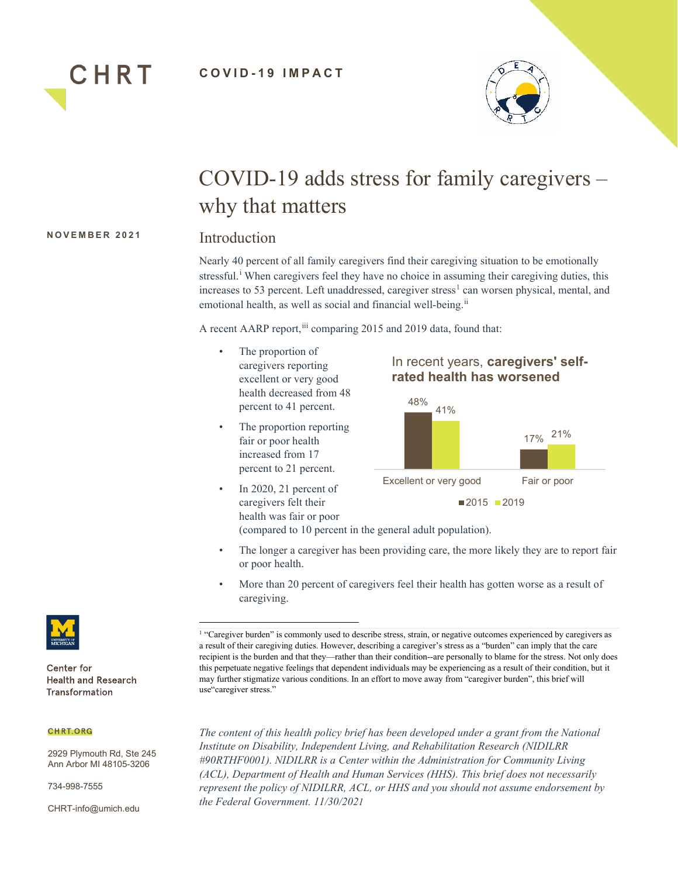CHRT

**COVID-19 IMPACT**

# COVID-19 adds stress for family caregivers – why that matters

**NOVEMBER 2021**

## Introduction

Nearly 40 percent of all family caregivers find their caregiving situation to be emotionally stressful.[i] When caregivers feel they have no choice in assuming their caregiving duties, this increases to 53 percent. Left unaddressed, caregiver stress[1] can worsen physical, mental, and emotional health, as well as social and financial well-being.[ii]

A recent AARP report,[iii] comparing 2015 and 2019 data, found that:

- The proportion of caregivers reporting excellent or very good health decreased from 48 percent to 41 percent.
- The proportion reporting fair or poor health increased from 17 percent to 21 percent.
- In 2020, 21 percent of caregivers felt their health was fair or poor (compared to 10 percent in the general adult population).
- The longer a caregiver has been providing care, the more likely they are to report fair or poor health.
- More than 20 percent of caregivers feel their health has gotten worse as a result of caregiving.

In recent years, **caregivers' self-rated health has worsened**

| | 2015 | 2019 |
|---|---|---|
| Excellent or very good | 48% | 41% |
| Fair or poor | 17% | 21% |

[1] "Caregiver burden" is commonly used to describe stress, strain, or negative outcomes experienced by caregivers as a result of their caregiving duties. However, describing a caregiver's stress as a "burden" can imply that the care recipient is the burden and that they—rather than their condition--are personally to blame for the stress. Not only does this perpetuate negative feelings that dependent individuals may be experiencing as a result of their condition, but it may further stigmatize various conditions. In an effort to move away from "caregiver burden", this brief will use"caregiver stress."

*The content of this health policy brief has been developed under a grant from the National Institute on Disability, Independent Living, and Rehabilitation Research (NIDILRR #90RTHF0001). NIDILRR is a Center within the Administration for Community Living (ACL), Department of Health and Human Services (HHS). This brief does not necessarily represent the policy of NIDILRR, ACL, or HHS and you should not assume endorsement by the Federal Government. 11/30/2021*

Center for Health and Research Transformation

CHRT.ORG

2929 Plymouth Rd, Ste 245
Ann Arbor MI 48105-3206

734-998-7555

CHRT-info@umich.edu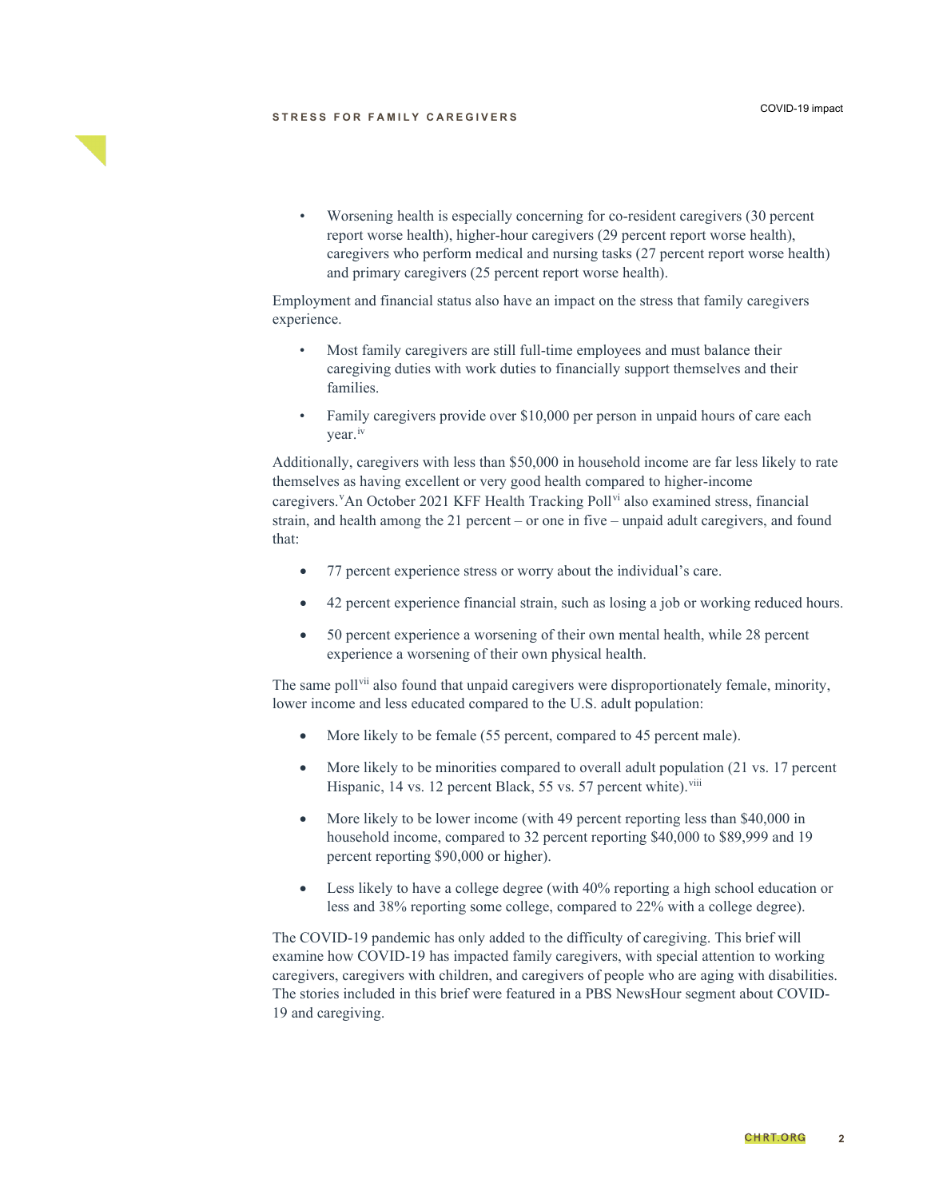- Worsening health is especially concerning for co-resident caregivers (30 percent report worse health), higher-hour caregivers (29 percent report worse health), caregivers who perform medical and nursing tasks (27 percent report worse health) and primary caregivers (25 percent report worse health).

Employment and financial status also have an impact on the stress that family caregivers experience.

- Most family caregivers are still full-time employees and must balance their caregiving duties with work duties to financially support themselves and their families.
- Family caregivers provide over $10,000 per person in unpaid hours of care each year.[iv]

Additionally, caregivers with less than $50,000 in household income are far less likely to rate themselves as having excellent or very good health compared to higher-income caregivers.[v] An October 2021 KFF Health Tracking Poll[vi] also examined stress, financial strain, and health among the 21 percent – or one in five – unpaid adult caregivers, and found that:

- 77 percent experience stress or worry about the individual's care.
- 42 percent experience financial strain, such as losing a job or working reduced hours.
- 50 percent experience a worsening of their own mental health, while 28 percent experience a worsening of their own physical health.

The same poll[vii] also found that unpaid caregivers were disproportionately female, minority, lower income and less educated compared to the U.S. adult population:

- More likely to be female (55 percent, compared to 45 percent male).
- More likely to be minorities compared to overall adult population (21 vs. 17 percent Hispanic, 14 vs. 12 percent Black, 55 vs. 57 percent white).[viii]
- More likely to be lower income (with 49 percent reporting less than $40,000 in household income, compared to 32 percent reporting $40,000 to $89,999 and 19 percent reporting $90,000 or higher).
- Less likely to have a college degree (with 40% reporting a high school education or less and 38% reporting some college, compared to 22% with a college degree).

The COVID-19 pandemic has only added to the difficulty of caregiving. This brief will examine how COVID-19 has impacted family caregivers, with special attention to working caregivers, caregivers with children, and caregivers of people who are aging with disabilities. The stories included in this brief were featured in a PBS NewsHour segment about COVID-19 and caregiving.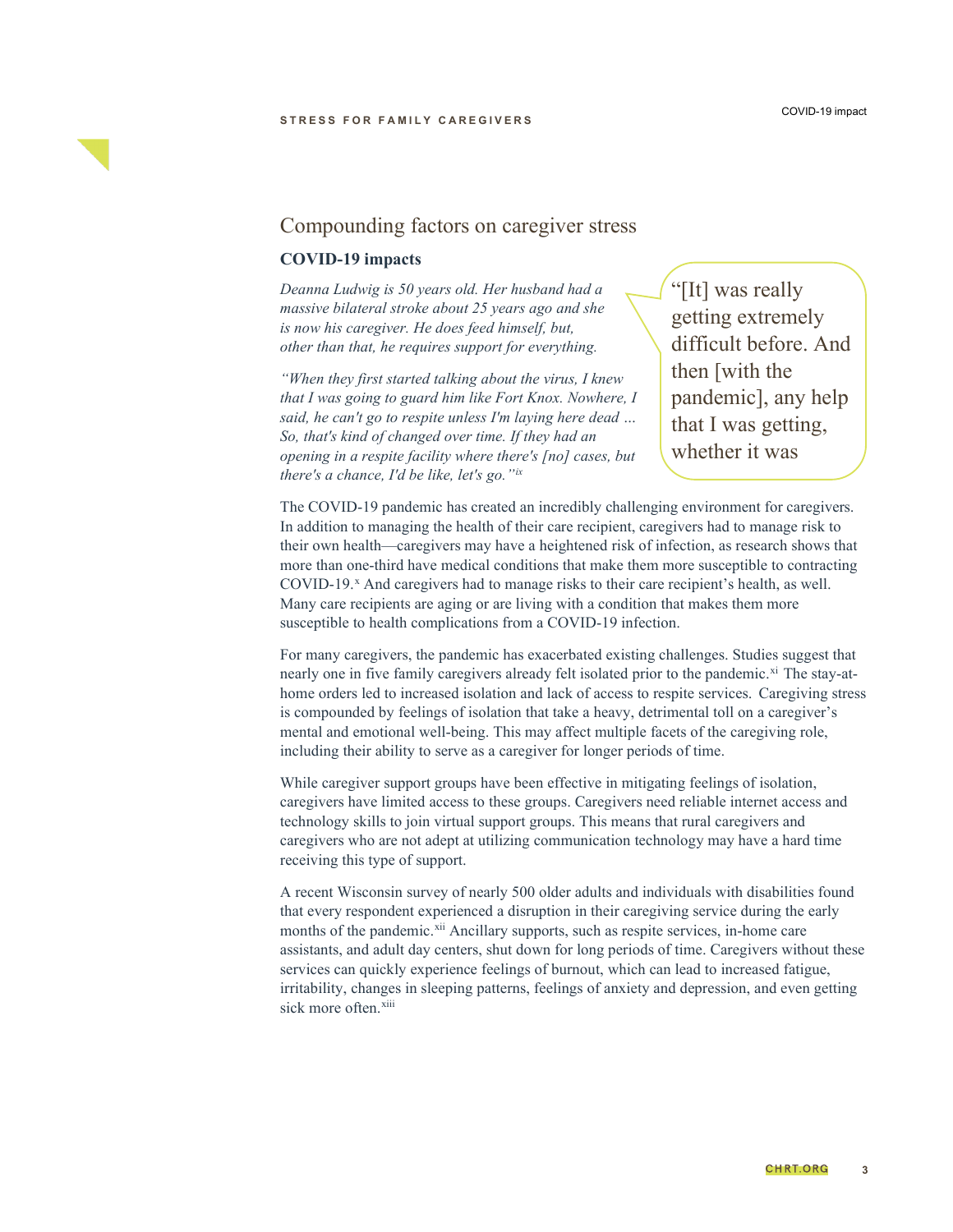## Compounding factors on caregiver stress

### COVID-19 impacts

*Deanna Ludwig is 50 years old. Her husband had a massive bilateral stroke about 25 years ago and she is now his caregiver. He does feed himself, but, other than that, he requires support for everything.*

*"When they first started talking about the virus, I knew that I was going to guard him like Fort Knox. Nowhere, I said, he can't go to respite unless I'm laying here dead … So, that's kind of changed over time. If they had an opening in a respite facility where there's [no] cases, but there's a chance, I'd be like, let's go."*[ix]

> "[It] was really getting extremely difficult before. And then [with the pandemic], any help that I was getting, whether it was

The COVID-19 pandemic has created an incredibly challenging environment for caregivers. In addition to managing the health of their care recipient, caregivers had to manage risk to their own health—caregivers may have a heightened risk of infection, as research shows that more than one-third have medical conditions that make them more susceptible to contracting COVID-19.[x] And caregivers had to manage risks to their care recipient's health, as well. Many care recipients are aging or are living with a condition that makes them more susceptible to health complications from a COVID-19 infection.

For many caregivers, the pandemic has exacerbated existing challenges. Studies suggest that nearly one in five family caregivers already felt isolated prior to the pandemic.[xi] The stay-at-home orders led to increased isolation and lack of access to respite services. Caregiving stress is compounded by feelings of isolation that take a heavy, detrimental toll on a caregiver's mental and emotional well-being. This may affect multiple facets of the caregiving role, including their ability to serve as a caregiver for longer periods of time.

While caregiver support groups have been effective in mitigating feelings of isolation, caregivers have limited access to these groups. Caregivers need reliable internet access and technology skills to join virtual support groups. This means that rural caregivers and caregivers who are not adept at utilizing communication technology may have a hard time receiving this type of support.

A recent Wisconsin survey of nearly 500 older adults and individuals with disabilities found that every respondent experienced a disruption in their caregiving service during the early months of the pandemic.[xii] Ancillary supports, such as respite services, in-home care assistants, and adult day centers, shut down for long periods of time. Caregivers without these services can quickly experience feelings of burnout, which can lead to increased fatigue, irritability, changes in sleeping patterns, feelings of anxiety and depression, and even getting sick more often.[xiii]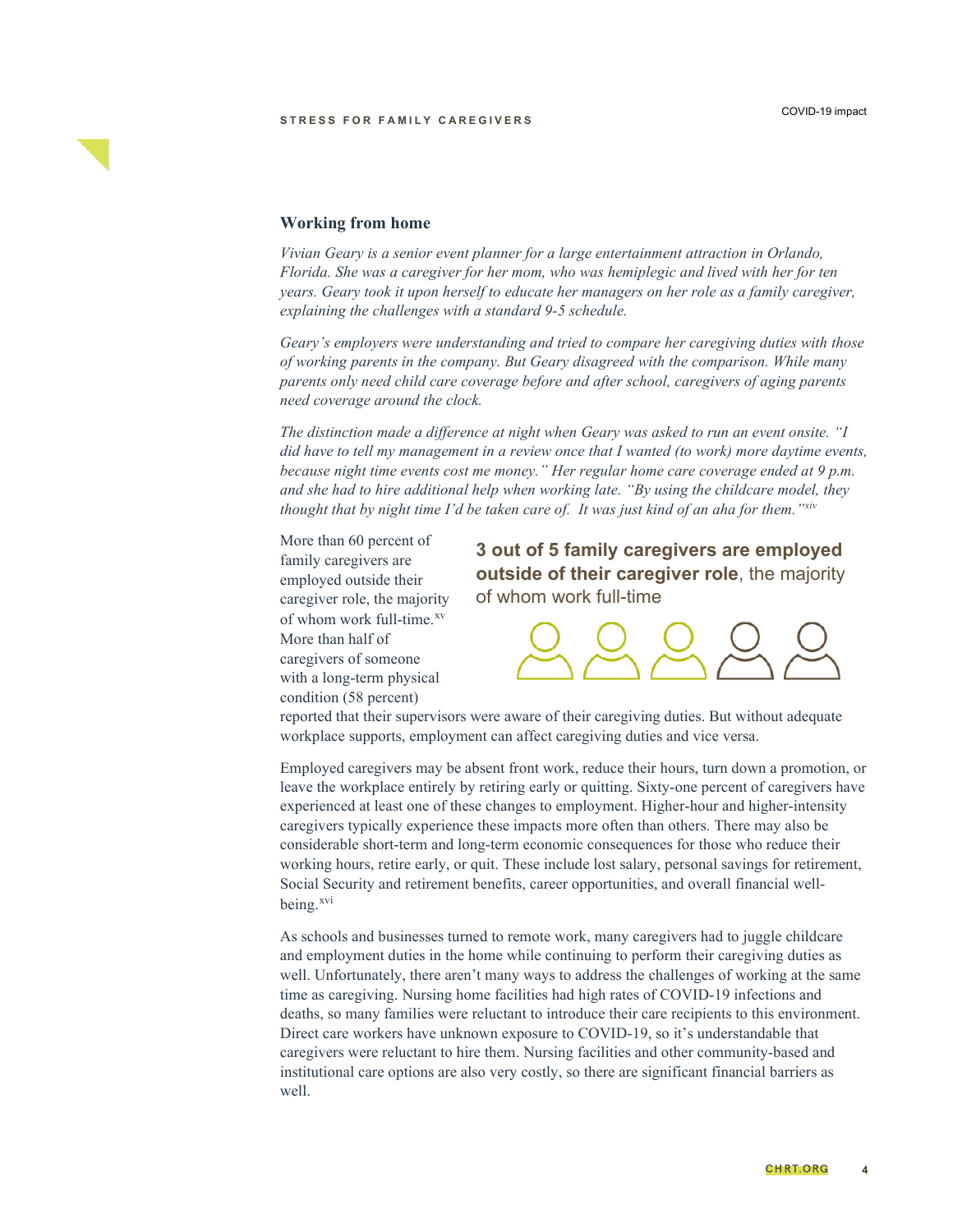## Working from home

*Vivian Geary is a senior event planner for a large entertainment attraction in Orlando, Florida. She was a caregiver for her mom, who was hemiplegic and lived with her for ten years. Geary took it upon herself to educate her managers on her role as a family caregiver, explaining the challenges with a standard 9-5 schedule.*

*Geary's employers were understanding and tried to compare her caregiving duties with those of working parents in the company. But Geary disagreed with the comparison. While many parents only need child care coverage before and after school, caregivers of aging parents need coverage around the clock.*

*The distinction made a difference at night when Geary was asked to run an event onsite. "I did have to tell my management in a review once that I wanted (to work) more daytime events, because night time events cost me money." Her regular home care coverage ended at 9 p.m. and she had to hire additional help when working late. "By using the childcare model, they thought that by night time I'd be taken care of. It was just kind of an aha for them."*[xiv]

**3 out of 5 family caregivers are employed outside of their caregiver role**, the majority of whom work full-time

More than 60 percent of family caregivers are employed outside their caregiver role, the majority of whom work full-time.[xv] More than half of caregivers of someone with a long-term physical condition (58 percent) reported that their supervisors were aware of their caregiving duties. But without adequate workplace supports, employment can affect caregiving duties and vice versa.

Employed caregivers may be absent front work, reduce their hours, turn down a promotion, or leave the workplace entirely by retiring early or quitting. Sixty-one percent of caregivers have experienced at least one of these changes to employment. Higher-hour and higher-intensity caregivers typically experience these impacts more often than others. There may also be considerable short-term and long-term economic consequences for those who reduce their working hours, retire early, or quit. These include lost salary, personal savings for retirement, Social Security and retirement benefits, career opportunities, and overall financial well-being.[xvi]

As schools and businesses turned to remote work, many caregivers had to juggle childcare and employment duties in the home while continuing to perform their caregiving duties as well. Unfortunately, there aren't many ways to address the challenges of working at the same time as caregiving. Nursing home facilities had high rates of COVID-19 infections and deaths, so many families were reluctant to introduce their care recipients to this environment. Direct care workers have unknown exposure to COVID-19, so it's understandable that caregivers were reluctant to hire them. Nursing facilities and other community-based and institutional care options are also very costly, so there are significant financial barriers as well.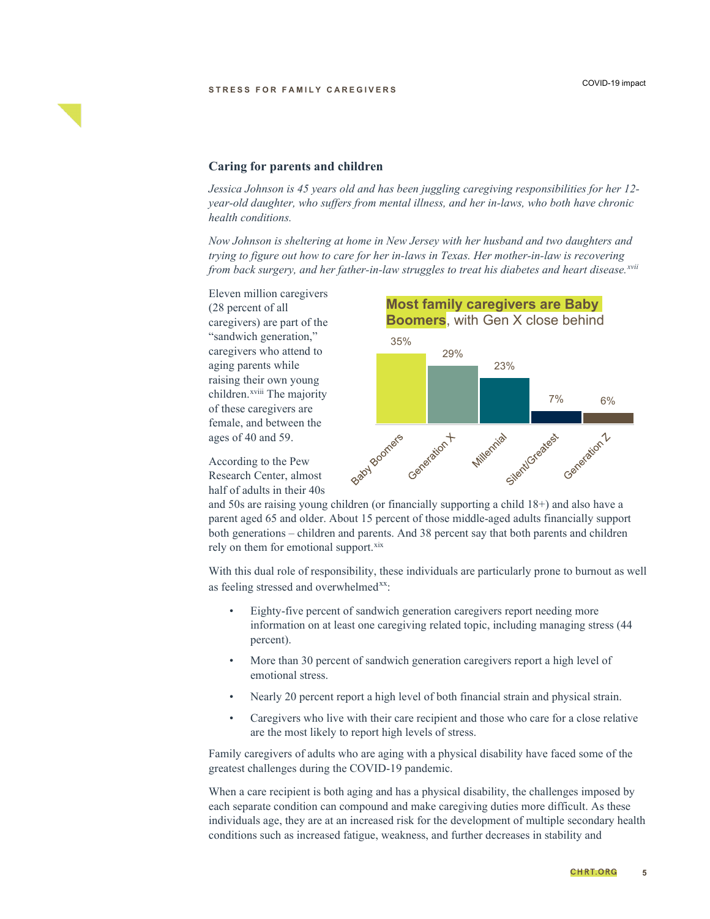## Caring for parents and children

*Jessica Johnson is 45 years old and has been juggling caregiving responsibilities for her 12-year-old daughter, who suffers from mental illness, and her in-laws, who both have chronic health conditions.*

*Now Johnson is sheltering at home in New Jersey with her husband and two daughters and trying to figure out how to care for her in-laws in Texas. Her mother-in-law is recovering from back surgery, and her father-in-law struggles to treat his diabetes and heart disease.*[xvii]

Eleven million caregivers (28 percent of all caregivers) are part of the "sandwich generation," caregivers who attend to aging parents while raising their own young children.[xviii] The majority of these caregivers are female, and between the ages of 40 and 59.

**Most family caregivers are Baby Boomers**, with Gen X close behind

| Generation | Percent |
|---|---|
| Baby Boomers | 35% |
| Generation X | 29% |
| Millennial | 23% |
| Silent/Greatest | 7% |
| Generation Z | 6% |

According to the Pew Research Center, almost half of adults in their 40s and 50s are raising young children (or financially supporting a child 18+) and also have a parent aged 65 and older. About 15 percent of those middle-aged adults financially support both generations – children and parents. And 38 percent say that both parents and children rely on them for emotional support.[xix]

With this dual role of responsibility, these individuals are particularly prone to burnout as well as feeling stressed and overwhelmed[xx]:

- Eighty-five percent of sandwich generation caregivers report needing more information on at least one caregiving related topic, including managing stress (44 percent).
- More than 30 percent of sandwich generation caregivers report a high level of emotional stress.
- Nearly 20 percent report a high level of both financial strain and physical strain.
- Caregivers who live with their care recipient and those who care for a close relative are the most likely to report high levels of stress.

Family caregivers of adults who are aging with a physical disability have faced some of the greatest challenges during the COVID-19 pandemic.

When a care recipient is both aging and has a physical disability, the challenges imposed by each separate condition can compound and make caregiving duties more difficult. As these individuals age, they are at an increased risk for the development of multiple secondary health conditions such as increased fatigue, weakness, and further decreases in stability and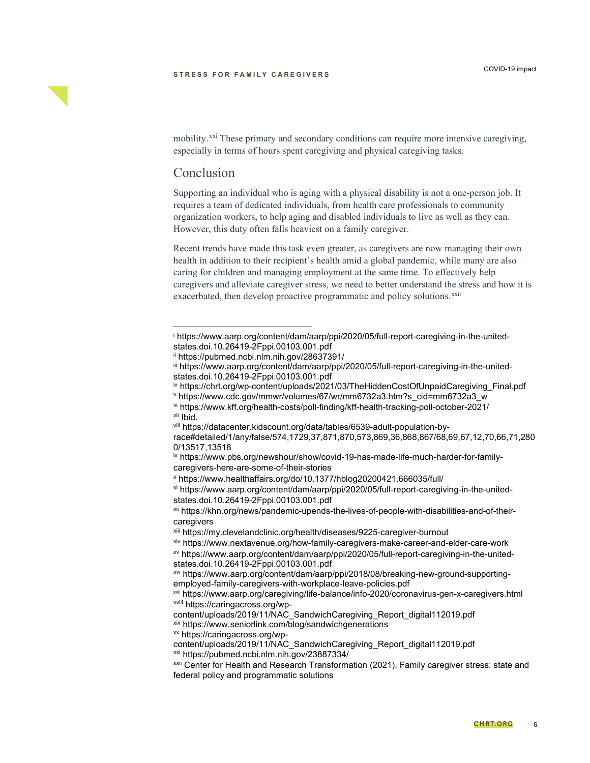mobility.[xxi] These primary and secondary conditions can require more intensive caregiving, especially in terms of hours spent caregiving and physical caregiving tasks.

## Conclusion

Supporting an individual who is aging with a physical disability is not a one-person job. It requires a team of dedicated individuals, from health care professionals to community organization workers, to help aging and disabled individuals to live as well as they can. However, this duty often falls heaviest on a family caregiver.

Recent trends have made this task even greater, as caregivers are now managing their own health in addition to their recipient's health amid a global pandemic, while many are also caring for children and managing employment at the same time. To effectively help caregivers and alleviate caregiver stress, we need to better understand the stress and how it is exacerbated, then develop proactive programmatic and policy solutions.[xxii]

---

[i] https://www.aarp.org/content/dam/aarp/ppi/2020/05/full-report-caregiving-in-the-united-states.doi.10.26419-2Fppi.00103.001.pdf

[ii] https://pubmed.ncbi.nlm.nih.gov/28637391/

[iii] https://www.aarp.org/content/dam/aarp/ppi/2020/05/full-report-caregiving-in-the-united-states.doi.10.26419-2Fppi.00103.001.pdf

[iv] https://chrt.org/wp-content/uploads/2021/03/TheHiddenCostOfUnpaidCaregiving_Final.pdf

[v] https://www.cdc.gov/mmwr/volumes/67/wr/mm6732a3.htm?s_cid=mm6732a3_w

[vi] https://www.kff.org/health-costs/poll-finding/kff-health-tracking-poll-october-2021/

[vii] Ibid.

[viii] https://datacenter.kidscount.org/data/tables/6539-adult-population-by-race#detailed/1/any/false/574,1729,37,871,870,573,869,36,868,867/68,69,67,12,70,66,71,2800/13517,13518

[ix] https://www.pbs.org/newshour/show/covid-19-has-made-life-much-harder-for-family-caregivers-here-are-some-of-their-stories

[x] https://www.healthaffairs.org/do/10.1377/hblog20200421.666035/full/

[xi] https://www.aarp.org/content/dam/aarp/ppi/2020/05/full-report-caregiving-in-the-united-states.doi.10.26419-2Fppi.00103.001.pdf

[xii] https://khn.org/news/pandemic-upends-the-lives-of-people-with-disabilities-and-of-their-caregivers

[xiii] https://my.clevelandclinic.org/health/diseases/9225-caregiver-burnout

[xiv] https://www.nextavenue.org/how-family-caregivers-make-career-and-elder-care-work

[xv] https://www.aarp.org/content/dam/aarp/ppi/2020/05/full-report-caregiving-in-the-united-states.doi.10.26419-2Fppi.00103.001.pdf

[xvi] https://www.aarp.org/content/dam/aarp/ppi/2018/08/breaking-new-ground-supporting-employed-family-caregivers-with-workplace-leave-policies.pdf

[xvii] https://www.aarp.org/caregiving/life-balance/info-2020/coronavirus-gen-x-caregivers.html

[xviii] https://caringacross.org/wp-content/uploads/2019/11/NAC_SandwichCaregiving_Report_digital112019.pdf

[xix] https://www.seniorlink.com/blog/sandwichgenerations

[xx] https://caringacross.org/wp-content/uploads/2019/11/NAC_SandwichCaregiving_Report_digital112019.pdf

[xxi] https://pubmed.ncbi.nlm.nih.gov/23887334/

[xxii] Center for Health and Research Transformation (2021). Family caregiver stress: state and federal policy and programmatic solutions